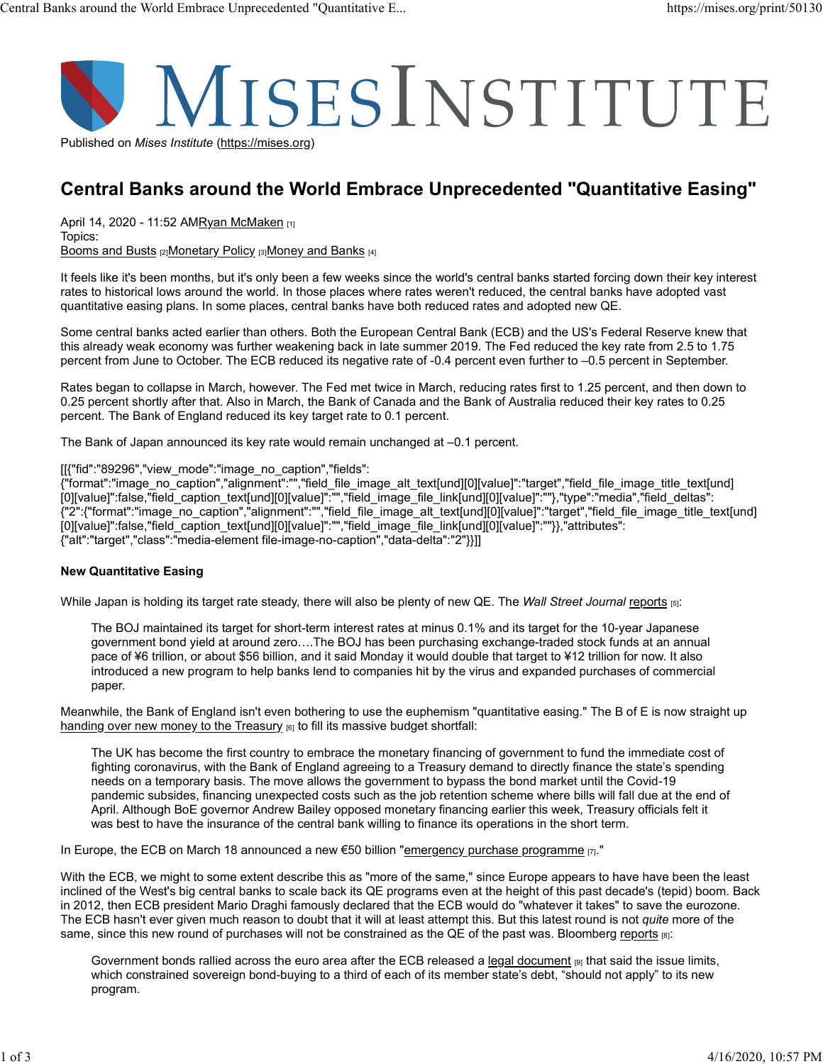Published on *Mises Institute* (https://mises.org)

# Central Banks around the World Embrace Unprecedented "Quantitative Easing"

April 14, 2020 - 11:52 AMRyan McMaken [1]
Topics:
Booms and Busts [2]Monetary Policy [3]Money and Banks [4]

It feels like it's been months, but it's only been a few weeks since the world's central banks started forcing down their key interest rates to historical lows around the world. In those places where rates weren't reduced, the central banks have adopted vast quantitative easing plans. In some places, central banks have both reduced rates and adopted new QE.

Some central banks acted earlier than others. Both the European Central Bank (ECB) and the US's Federal Reserve knew that this already weak economy was further weakening back in late summer 2019. The Fed reduced the key rate from 2.5 to 1.75 percent from June to October. The ECB reduced its negative rate of -0.4 percent even further to –0.5 percent in September.

Rates began to collapse in March, however. The Fed met twice in March, reducing rates first to 1.25 percent, and then down to 0.25 percent shortly after that. Also in March, the Bank of Canada and the Bank of Australia reduced their key rates to 0.25 percent. The Bank of England reduced its key target rate to 0.1 percent.

The Bank of Japan announced its key rate would remain unchanged at –0.1 percent.

[[{"fid":"89296","view_mode":"image_no_caption","fields":{"format":"image_no_caption","alignment":"","field_file_image_alt_text[und][0][value]":"target","field_file_image_title_text[und][0][value]":false,"field_caption_text[und][0][value]":"","field_image_file_link[und][0][value]":""},"type":"media","field_deltas":{"2":{"format":"image_no_caption","alignment":"","field_file_image_alt_text[und][0][value]":"target","field_file_image_title_text[und][0][value]":false,"field_caption_text[und][0][value]":"","field_image_file_link[und][0][value]":""}},"attributes":{"alt":"target","class":"media-element file-image-no-caption","data-delta":"2"}}]]

**New Quantitative Easing**

While Japan is holding its target rate steady, there will also be plenty of new QE. The *Wall Street Journal* reports [5]:

> The BOJ maintained its target for short-term interest rates at minus 0.1% and its target for the 10-year Japanese government bond yield at around zero….The BOJ has been purchasing exchange-traded stock funds at an annual pace of ¥6 trillion, or about $56 billion, and it said Monday it would double that target to ¥12 trillion for now. It also introduced a new program to help banks lend to companies hit by the virus and expanded purchases of commercial paper.

Meanwhile, the Bank of England isn't even bothering to use the euphemism "quantitative easing." The B of E is now straight up handing over new money to the Treasury [6] to fill its massive budget shortfall:

> The UK has become the first country to embrace the monetary financing of government to fund the immediate cost of fighting coronavirus, with the Bank of England agreeing to a Treasury demand to directly finance the state's spending needs on a temporary basis. The move allows the government to bypass the bond market until the Covid-19 pandemic subsides, financing unexpected costs such as the job retention scheme where bills will fall due at the end of April. Although BoE governor Andrew Bailey opposed monetary financing earlier this week, Treasury officials felt it was best to have the insurance of the central bank willing to finance its operations in the short term.

In Europe, the ECB on March 18 announced a new €50 billion "emergency purchase programme [7]."

With the ECB, we might to some extent describe this as "more of the same," since Europe appears to have have been the least inclined of the West's big central banks to scale back its QE programs even at the height of this past decade's (tepid) boom. Back in 2012, then ECB president Mario Draghi famously declared that the ECB would do "whatever it takes" to save the eurozone. The ECB hasn't ever given much reason to doubt that it will at least attempt this. But this latest round is not *quite* more of the same, since this new round of purchases will not be constrained as the QE of the past was. Bloomberg reports [8]:

> Government bonds rallied across the euro area after the ECB released a legal document [9] that said the issue limits, which constrained sovereign bond-buying to a third of each of its member state's debt, "should not apply" to its new program.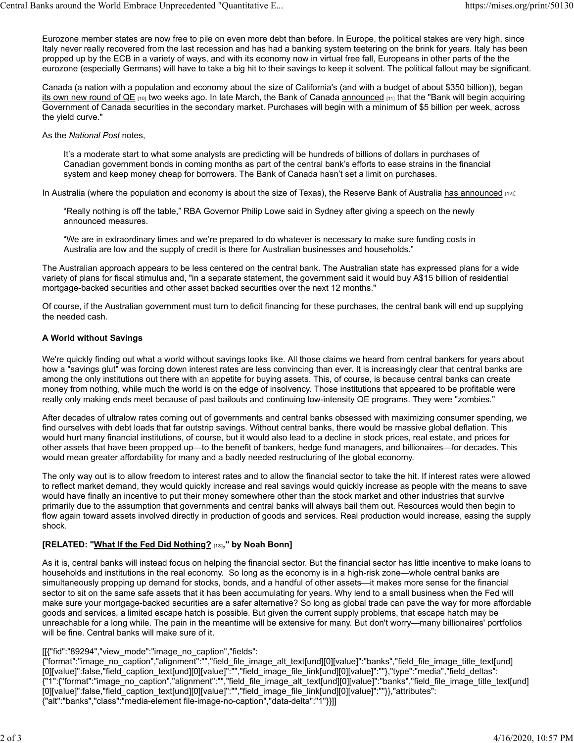Eurozone member states are now free to pile on even more debt than before. In Europe, the political stakes are very high, since Italy never really recovered from the last recession and has had a banking system teetering on the brink for years. Italy has been propped up by the ECB in a variety of ways, and with its economy now in virtual free fall, Europeans in other parts of the the eurozone (especially Germans) will have to take a big hit to their savings to keep it solvent. The political fallout may be significant.

Canada (a nation with a population and economy about the size of California's (and with a budget of about $350 billion)), began its own new round of QE [10] two weeks ago. In late March, the Bank of Canada announced [11] that the "Bank will begin acquiring Government of Canada securities in the secondary market. Purchases will begin with a minimum of $5 billion per week, across the yield curve."

As the *National Post* notes,

> It's a moderate start to what some analysts are predicting will be hundreds of billions of dollars in purchases of Canadian government bonds in coming months as part of the central bank's efforts to ease strains in the financial system and keep money cheap for borrowers. The Bank of Canada hasn't set a limit on purchases.

In Australia (where the population and economy is about the size of Texas), the Reserve Bank of Australia has announced [12]:

> "Really nothing is off the table," RBA Governor Philip Lowe said in Sydney after giving a speech on the newly announced measures.
>
> "We are in extraordinary times and we're prepared to do whatever is necessary to make sure funding costs in Australia are low and the supply of credit is there for Australian businesses and households."

The Australian approach appears to be less centered on the central bank. The Australian state has expressed plans for a wide variety of plans for fiscal stimulus and, "in a separate statement, the government said it would buy A$15 billion of residential mortgage-backed securities and other asset backed securities over the next 12 months."

Of course, if the Australian government must turn to deficit financing for these purchases, the central bank will end up supplying the needed cash.

**A World without Savings**

We're quickly finding out what a world without savings looks like. All those claims we heard from central bankers for years about how a "savings glut" was forcing down interest rates are less convincing than ever. It is increasingly clear that central banks are among the only institutions out there with an appetite for buying assets. This, of course, is because central banks can create money from nothing, while much the world is on the edge of insolvency. Those institutions that appeared to be profitable were really only making ends meet because of past bailouts and continuing low-intensity QE programs. They were "zombies."

After decades of ultralow rates coming out of governments and central banks obsessed with maximizing consumer spending, we find ourselves with debt loads that far outstrip savings. Without central banks, there would be massive global deflation. This would hurt many financial institutions, of course, but it would also lead to a decline in stock prices, real estate, and prices for other assets that have been propped up—to the benefit of bankers, hedge fund managers, and billionaires—for decades. This would mean greater affordability for many and a badly needed restructuring of the global economy.

The only way out is to allow freedom to interest rates and to allow the financial sector to take the hit. If interest rates were allowed to reflect market demand, they would quickly increase and real savings would quickly increase as people with the means to save would have finally an incentive to put their money somewhere other than the stock market and other industries that survive primarily due to the assumption that governments and central banks will always bail them out. Resources would then begin to flow again toward assets involved directly in production of goods and services. Real production would increase, easing the supply shock.

**[RELATED: "What If the Fed Did Nothing? [13]," by Noah Bonn]**

As it is, central banks will instead focus on helping the financial sector. But the financial sector has little incentive to make loans to households and institutions in the real economy. So long as the economy is in a high-risk zone—whole central banks are simultaneously propping up demand for stocks, bonds, and a handful of other assets—it makes more sense for the financial sector to sit on the same safe assets that it has been accumulating for years. Why lend to a small business when the Fed will make sure your mortgage-backed securities are a safer alternative? So long as global trade can pave the way for more affordable goods and services, a limited escape hatch is possible. But given the current supply problems, that escape hatch may be unreachable for a long while. The pain in the meantime will be extensive for many. But don't worry—many billionaires' portfolios will be fine. Central banks will make sure of it.

[[{"fid":"89294","view_mode":"image_no_caption","fields":{"format":"image_no_caption","alignment":"","field_file_image_alt_text[und][0][value]":"banks","field_file_image_title_text[und][0][value]":false,"field_caption_text[und][0][value]":"","field_image_file_link[und][0][value]":""},"type":"media","field_deltas":{"1":{"format":"image_no_caption","alignment":"","field_file_image_alt_text[und][0][value]":"banks","field_file_image_title_text[und][0][value]":false,"field_caption_text[und][0][value]":"","field_image_file_link[und][0][value]":""}},"attributes":{"alt":"banks","class":"media-element file-image-no-caption","data-delta":"1"}}]]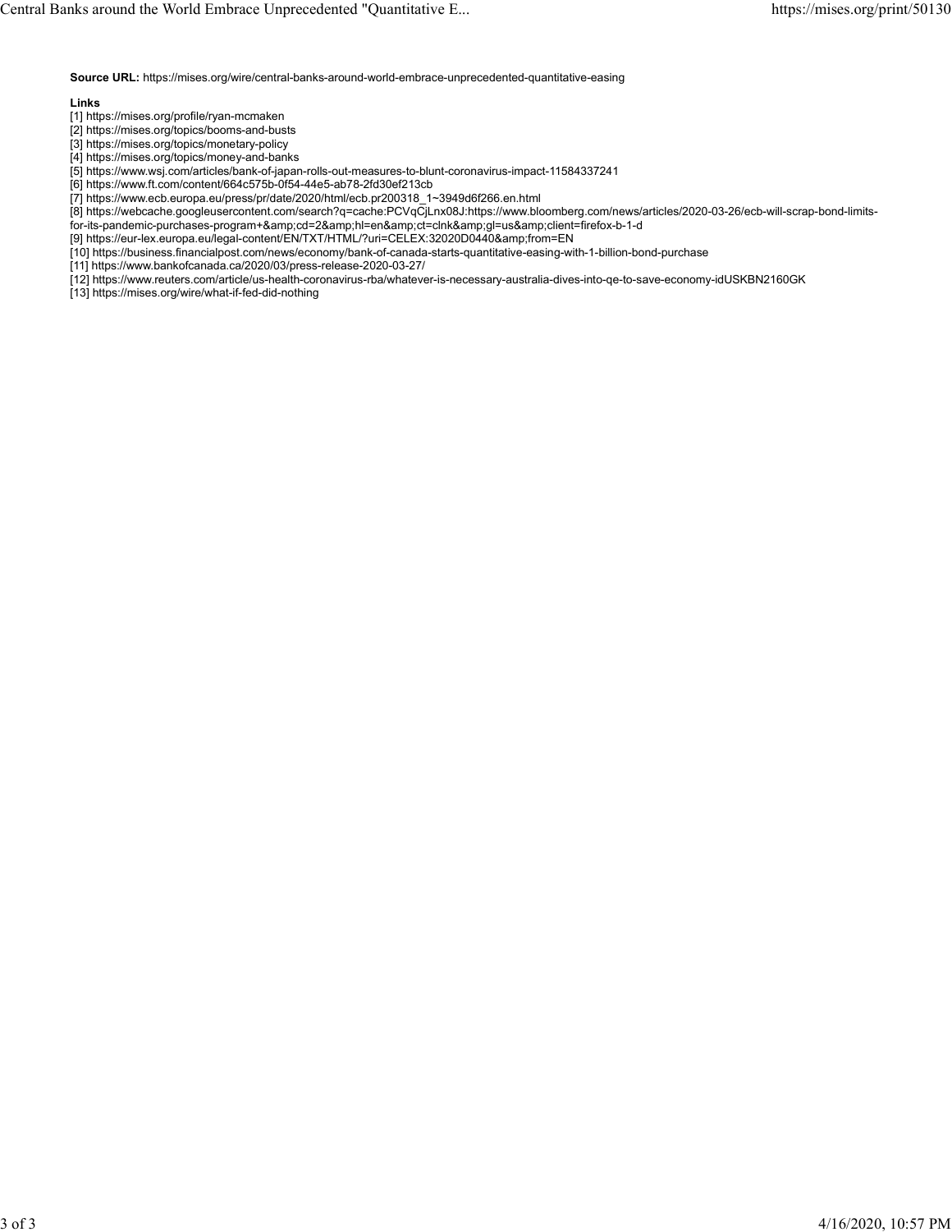**Source URL:** https://mises.org/wire/central-banks-around-world-embrace-unprecedented-quantitative-easing

**Links**

[1] https://mises.org/profile/ryan-mcmaken
[2] https://mises.org/topics/booms-and-busts
[3] https://mises.org/topics/monetary-policy
[4] https://mises.org/topics/money-and-banks
[5] https://www.wsj.com/articles/bank-of-japan-rolls-out-measures-to-blunt-coronavirus-impact-11584337241
[6] https://www.ft.com/content/664c575b-0f54-44e5-ab78-2fd30ef213cb
[7] https://www.ecb.europa.eu/press/pr/date/2020/html/ecb.pr200318_1~3949d6f266.en.html
[8] https://webcache.googleusercontent.com/search?q=cache:PCVqCjLnx08J:https://www.bloomberg.com/news/articles/2020-03-26/ecb-will-scrap-bond-limits-for-its-pandemic-purchases-program+&amp;cd=2&amp;hl=en&amp;ct=clnk&amp;gl=us&amp;client=firefox-b-1-d
[9] https://eur-lex.europa.eu/legal-content/EN/TXT/HTML/?uri=CELEX:32020D0440&amp;from=EN
[10] https://business.financialpost.com/news/economy/bank-of-canada-starts-quantitative-easing-with-1-billion-bond-purchase
[11] https://www.bankofcanada.ca/2020/03/press-release-2020-03-27/
[12] https://www.reuters.com/article/us-health-coronavirus-rba/whatever-is-necessary-australia-dives-into-qe-to-save-economy-idUSKBN2160GK
[13] https://mises.org/wire/what-if-fed-did-nothing